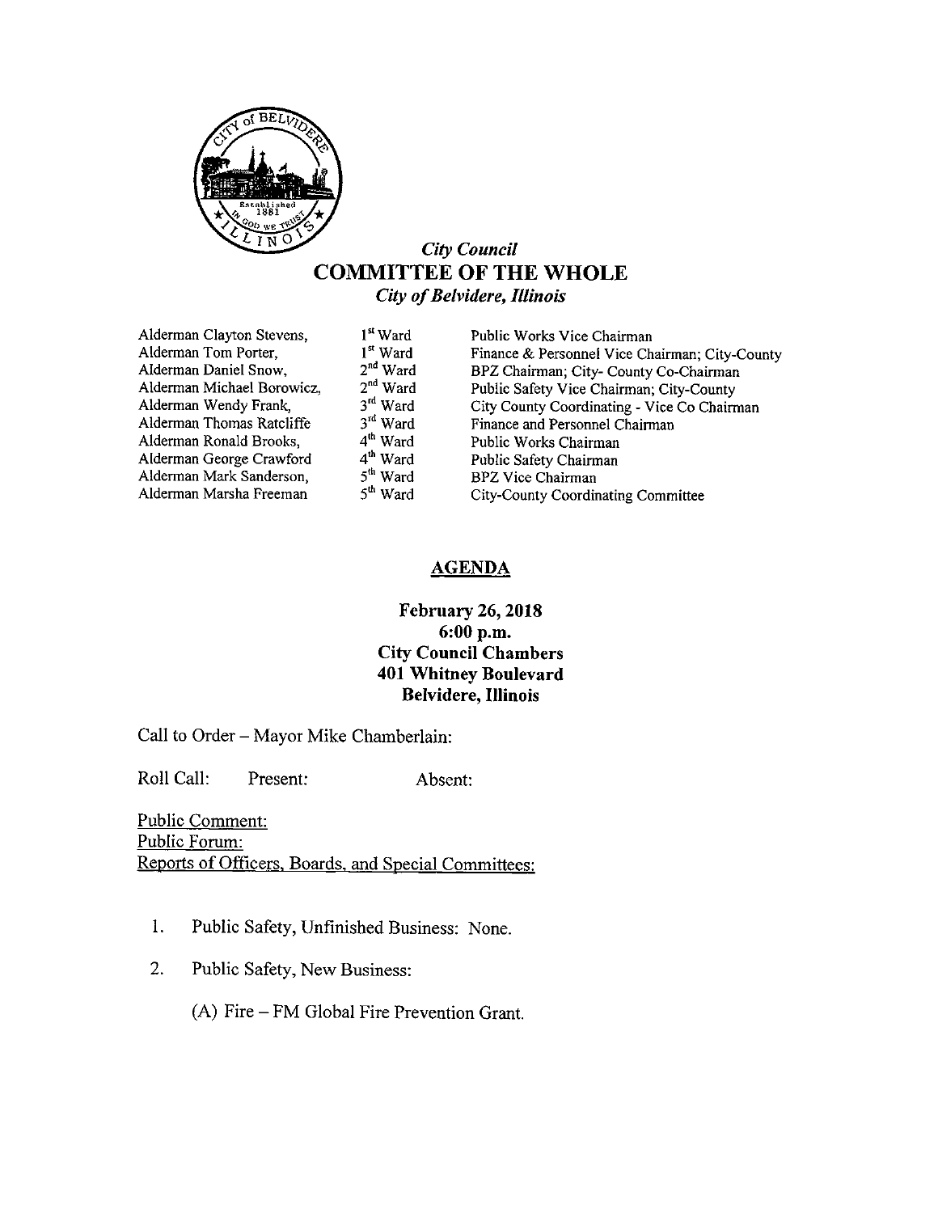*City Council*

# COMMITTEE OF THE WHOLE

*City of Belvidere, Illinois*

| | | |
|---|---|---|
| Alderman Clayton Stevens, | 1st Ward | Public Works Vice Chairman |
| Alderman Tom Porter, | 1st Ward | Finance & Personnel Vice Chairman; City-County |
| Alderman Daniel Snow, | 2nd Ward | BPZ Chairman; City- County Co-Chairman |
| Alderman Michael Borowicz, | 2nd Ward | Public Safety Vice Chairman; City-County |
| Alderman Wendy Frank, | 3rd Ward | City County Coordinating - Vice Co Chairman |
| Alderman Thomas Ratcliffe | 3rd Ward | Finance and Personnel Chairman |
| Alderman Ronald Brooks, | 4th Ward | Public Works Chairman |
| Alderman George Crawford | 4th Ward | Public Safety Chairman |
| Alderman Mark Sanderson, | 5th Ward | BPZ Vice Chairman |
| Alderman Marsha Freeman | 5th Ward | City-County Coordinating Committee |

## AGENDA

**February 26, 2018**
**6:00 p.m.**
**City Council Chambers**
**401 Whitney Boulevard**
**Belvidere, Illinois**

Call to Order – Mayor Mike Chamberlain:

Roll Call: Present: Absent:

Public Comment:
Public Forum:
Reports of Officers, Boards, and Special Committees:

1. Public Safety, Unfinished Business: None.

2. Public Safety, New Business:

   (A) Fire – FM Global Fire Prevention Grant.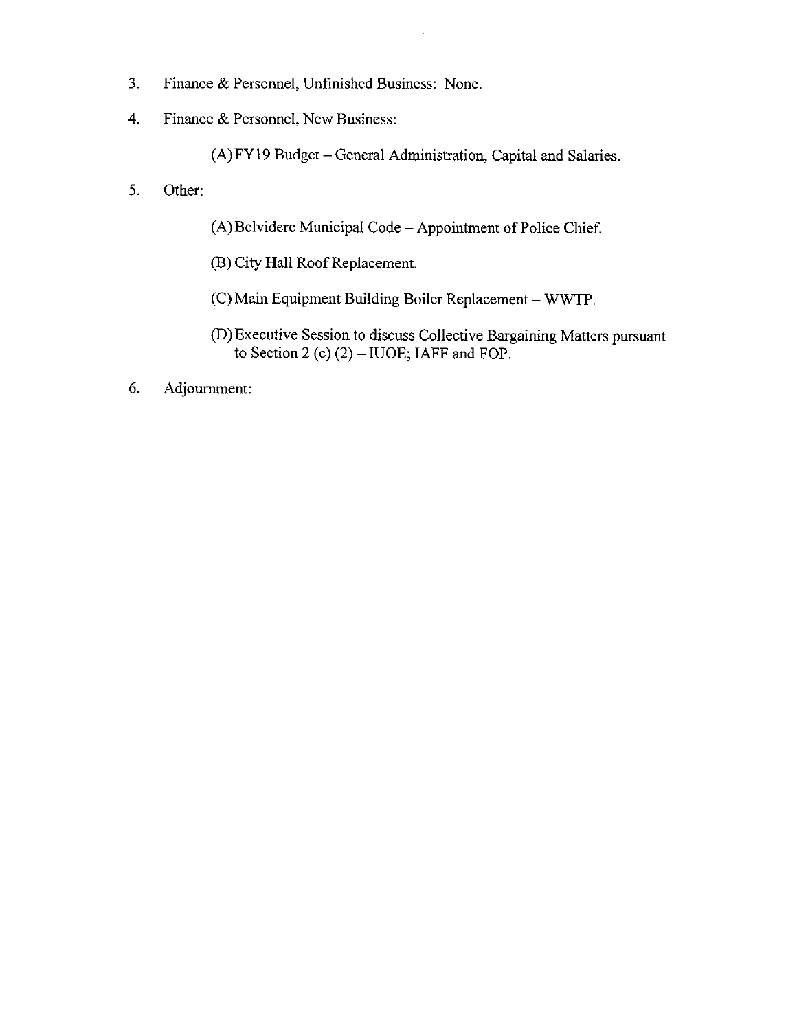3. Finance & Personnel, Unfinished Business: None.

4. Finance & Personnel, New Business:

   (A) FY19 Budget – General Administration, Capital and Salaries.

5. Other:

   (A) Belvidere Municipal Code – Appointment of Police Chief.

   (B) City Hall Roof Replacement.

   (C) Main Equipment Building Boiler Replacement – WWTP.

   (D) Executive Session to discuss Collective Bargaining Matters pursuant to Section 2 (c) (2) – IUOE; IAFF and FOP.

6. Adjournment: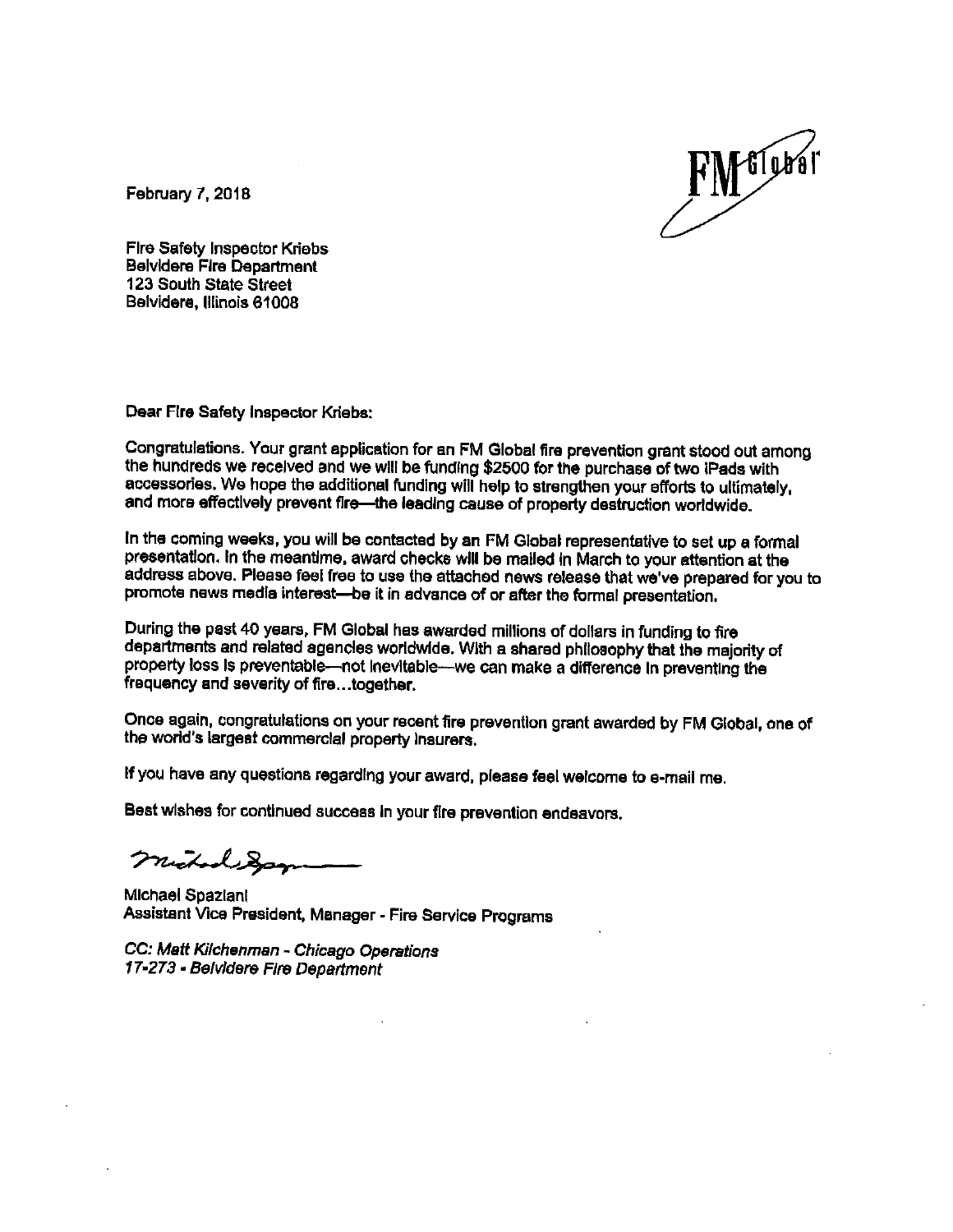February 7, 2018

Fire Safety Inspector Kriebs
Belvidere Fire Department
123 South State Street
Belvidere, Illinois 61008

Dear Fire Safety Inspector Kriebs:

Congratulations. Your grant application for an FM Global fire prevention grant stood out among the hundreds we received and we will be funding $2500 for the purchase of two iPads with accessories. We hope the additional funding will help to strengthen your efforts to ultimately, and more effectively prevent fire—the leading cause of property destruction worldwide.

In the coming weeks, you will be contacted by an FM Global representative to set up a formal presentation. In the meantime, award checks will be mailed in March to your attention at the address above. Please feel free to use the attached news release that we've prepared for you to promote news media interest—be it in advance of or after the formal presentation.

During the past 40 years, FM Global has awarded millions of dollars in funding to fire departments and related agencies worldwide. With a shared philosophy that the majority of property loss is preventable—not inevitable—we can make a difference in preventing the frequency and severity of fire...together.

Once again, congratulations on your recent fire prevention grant awarded by FM Global, one of the world's largest commercial property insurers.

If you have any questions regarding your award, please feel welcome to e-mail me.

Best wishes for continued success in your fire prevention endeavors.

Michael Spaziani
Assistant Vice President, Manager - Fire Service Programs

*CC: Matt Kilchenman - Chicago Operations*
*17-273 - Belvidere Fire Department*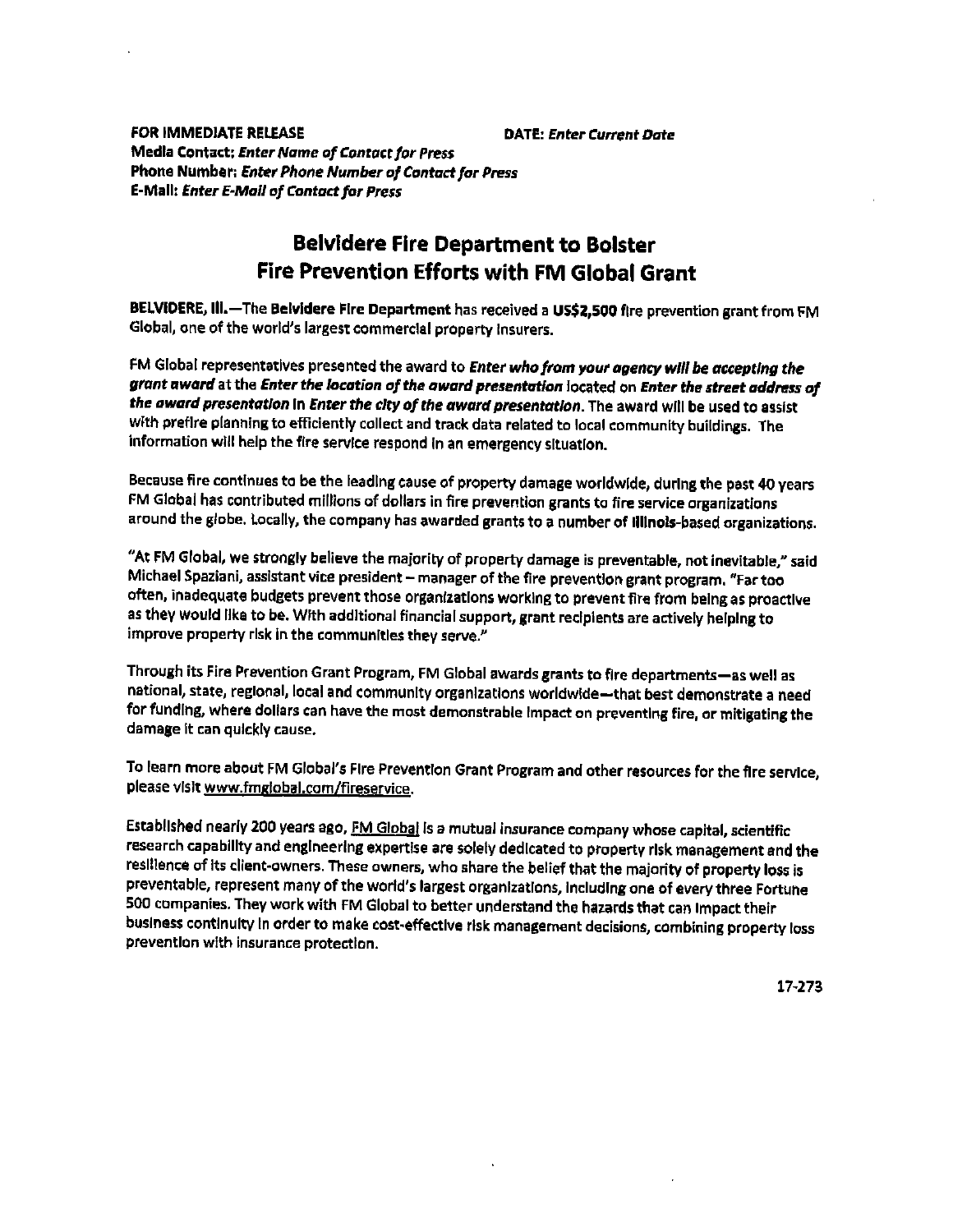**FOR IMMEDIATE RELEASE** **DATE:** ***Enter Current Date***

**Media Contact:** ***Enter Name of Contact for Press***

**Phone Number:** ***Enter Phone Number of Contact for Press***

**E-Mail:** ***Enter E-Mail of Contact for Press***

# Belvidere Fire Department to Bolster Fire Prevention Efforts with FM Global Grant

**BELVIDERE, Ill.**—The **Belvidere Fire Department** has received a **US$2,500** fire prevention grant from FM Global, one of the world's largest commercial property insurers.

FM Global representatives presented the award to ***Enter who from your agency will be accepting the grant award*** at the ***Enter the location of the award presentation*** located on ***Enter the street address of the award presentation*** in ***Enter the city of the award presentation***. The award will be used to assist with prefire planning to efficiently collect and track data related to local community buildings. The information will help the fire service respond in an emergency situation.

Because fire continues to be the leading cause of property damage worldwide, during the past 40 years FM Global has contributed millions of dollars in fire prevention grants to fire service organizations around the globe. Locally, the company has awarded grants to a number of **Illinois**-based organizations.

"At FM Global, we strongly believe the majority of property damage is preventable, not inevitable," said Michael Spaziani, assistant vice president – manager of the fire prevention grant program. "Far too often, inadequate budgets prevent those organizations working to prevent fire from being as proactive as they would like to be. With additional financial support, grant recipients are actively helping to improve property risk in the communities they serve."

Through its Fire Prevention Grant Program, FM Global awards grants to fire departments—as well as national, state, regional, local and community organizations worldwide—that best demonstrate a need for funding, where dollars can have the most demonstrable impact on preventing fire, or mitigating the damage it can quickly cause.

To learn more about FM Global's Fire Prevention Grant Program and other resources for the fire service, please visit www.fmglobal.com/fireservice.

Established nearly 200 years ago, FM Global is a mutual insurance company whose capital, scientific research capability and engineering expertise are solely dedicated to property risk management and the resilience of its client-owners. These owners, who share the belief that the majority of property loss is preventable, represent many of the world's largest organizations, including one of every three Fortune 500 companies. They work with FM Global to better understand the hazards that can impact their business continuity in order to make cost-effective risk management decisions, combining property loss prevention with insurance protection.

17-273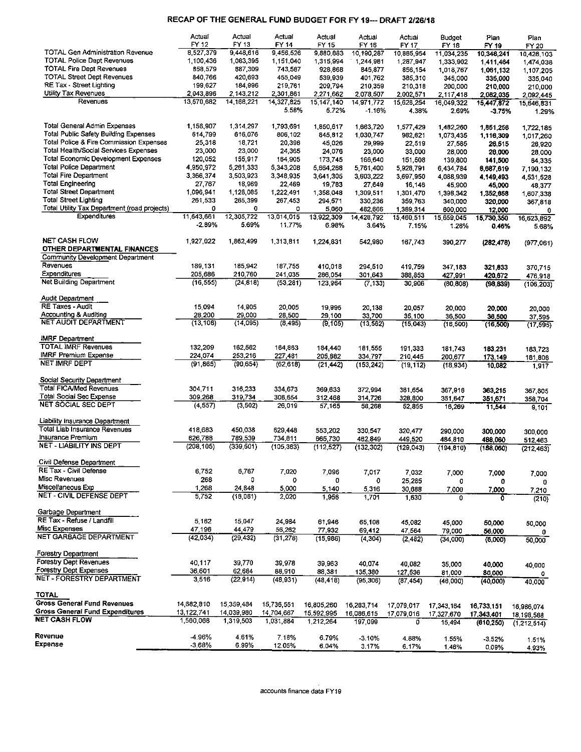# RECAP OF THE GENERAL FUND BUDGET FOR FY 19--- DRAFT 2/26/18

| | Actual FY 12 | Actual FY 13 | Actual FY 14 | Actual FY 15 | Actual FY 16 | Actual FY 17 | Budget FY 18 | Plan FY 19 | Plan FY 20 |
|---|---|---|---|---|---|---|---|---|---|
| TOTAL Gen Administration Revenue | 8,527,379 | 9,448,616 | 9,456,526 | 9,880,883 | 10,190,287 | 10,885,954 | 11,034,235 | **10,348,241** | 10,428,103 |
| TOTAL Police Dept Revenues | 1,100,436 | 1,083,395 | 1,151,040 | 1,315,994 | 1,244,981 | 1,287,947 | 1,333,902 | **1,411,464** | 1,474,038 |
| TOTAL Fire Dept Revenues | 858,579 | 887,309 | 743,587 | 928,868 | 845,877 | 856,154 | 1,018,767 | **1,061,132** | 1,107,205 |
| TOTAL Street Dept Revenues | 840,766 | 420,693 | 455,049 | 539,939 | 401,762 | 385,310 | 345,000 | **335,000** | 335,040 |
| RE Tax - Street Lighting | 199,627 | 184,996 | 219,761 | 209,794 | 210,359 | 210,318 | 200,000 | **210,000** | 210,000 |
| Utility Tax Revenues | 2,043,896 | 2,143,212 | 2,301,861 | 2,271,662 | 2,078,507 | 2,002,571 | 2,117,418 | **2,082,035** | 2,092,445 |
| Revenues | 13,570,682 | 14,168,221 | 14,327,825 | 15,147,140 | 14,971,772 | 15,628,254 | 16,049,322 | **15,447,872** | 15,646,831 |
| | | | 5.58% | 5.72% | -1.16% | 4.38% | 2.69% | **-3.75%** | 1.29% |
| | | | | | | | | | |
| Total General Admin Expenses | 1,156,907 | 1,314,297 | 1,793,691 | 1,850,617 | 1,663,720 | 1,577,429 | 1,482,260 | **1,851,256** | 1,722,185 |
| Total Public Safety Building Expenses | 614,799 | 616,076 | 806,102 | 845,812 | 1,030,747 | 982,621 | 1,073,435 | **1,116,309** | 1,017,260 |
| Total Police & Fire Commission Expenses | 25,318 | 18,721 | 20,396 | 45,026 | 29,999 | 22,519 | 27,585 | **26,515** | 26,920 |
| Total Health/Social Services Expenses | 23,000 | 23,000 | 24,365 | 24,076 | 23,000 | 33,000 | 28,000 | **28,000** | 28,000 |
| Total Economic Development Expenses | 120,052 | 155,917 | 164,905 | 173,745 | 166,640 | 151,508 | 139,800 | **141,500** | 84,335 |
| Total Police Department | 4,950,972 | 5,261,333 | 5,343,208 | 5,664,268 | 5,761,400 | 5,928,791 | 6,434,784 | **6,687,619** | 7,190,132 |
| Total Fire Department | 3,366,374 | 3,503,923 | 3,348,935 | 3,641,305 | 3,603,222 | 3,697,950 | 4,088,939 | **4,149,493** | 4,531,528 |
| Total Engineering | 27,767 | 18,969 | 22,469 | 19,783 | 27,649 | 16,146 | 45,900 | **45,000** | 48,377 |
| Total Street Department | 1,096,941 | 1,128,085 | 1,222,491 | 1,358,048 | 1,309,511 | 1,301,470 | 1,398,342 | **1,352,658** | 1,607,338 |
| Total Street Lighting | 261,533 | 265,399 | 267,453 | 294,571 | 330,236 | 359,763 | 340,000 | **320,000** | 367,818 |
| Total Utility Tax Department (road projects) | 0 | 0 | 0 | 5,060 | 482,666 | 1,389,314 | 600,000 | **12,000** | 0 |
| Expenditures | 11,643,661 | 12,305,722 | 13,014,015 | 13,922,309 | 14,428,792 | 15,460,511 | 15,659,045 | **15,730,350** | 16,623,892 |
| | -2.89% | 5.69% | 11.77% | 6.98% | 3.64% | 7.15% | 1.28% | **0.46%** | 5.68% |
| | | | | | | | | | |
| **NET CASH FLOW** | 1,927,022 | 1,862,499 | 1,313,811 | 1,224,831 | 542,980 | 167,743 | 390,277 | **(282,478)** | (977,061) |
| **OTHER DEPARTMENTAL FINANCES** | | | | | | | | | |
| Community Development Department | | | | | | | | | |
| Revenues | 189,131 | 185,942 | 187,755 | 410,018 | 294,510 | 419,759 | 347,183 | **321,833** | 370,715 |
| Expenditures | 205,686 | 210,760 | 241,035 | 286,054 | 301,643 | 388,853 | 427,991 | **420,672** | 476,918 |
| Net Building Department | (16,555) | (24,818) | (53,281) | 123,964 | (7,133) | 30,906 | (80,808) | **(98,839)** | (106,203) |
| | | | | | | | | | |
| Audit Department | | | | | | | | | |
| RE Taxes - Audit | 15,094 | 14,905 | 20,005 | 19,995 | 20,138 | 20,057 | 20,000 | **20,000** | 20,000 |
| Accounting & Auditing | 28,200 | 29,000 | 28,500 | 29,100 | 33,700 | 35,100 | 36,500 | **36,500** | 37,595 |
| NET AUDIT DEPARTMENT | (13,106) | (14,095) | (8,495) | (9,105) | (13,562) | (15,043) | (16,500) | **(16,500)** | (17,595) |
| | | | | | | | | | |
| IMRF Department | | | | | | | | | |
| TOTAL IMRF Revenues | 132,209 | 162,562 | 164,863 | 184,440 | 181,555 | 191,333 | 181,743 | **183,231** | 183,723 |
| IMRF Premium Expense | 224,074 | 253,216 | 227,481 | 205,882 | 334,797 | 210,445 | 200,677 | **173,149** | 181,806 |
| NET IMRF DEPT | (91,865) | (90,654) | (62,618) | (21,442) | (153,242) | (19,112) | (18,934) | **10,082** | 1,917 |
| | | | | | | | | | |
| Social Security Department | | | | | | | | | |
| Total FICA/Med Revenues | 304,711 | 316,233 | 334,673 | 369,633 | 372,994 | 381,654 | 367,916 | **363,215** | 367,805 |
| Total Social Sec Expense | 309,268 | 319,734 | 308,654 | 312,468 | 314,726 | 328,800 | 351,647 | **351,671** | 358,704 |
| NET SOCIAL SEC DEPT | (4,557) | (3,502) | 26,019 | 57,165 | 58,268 | 52,855 | 16,269 | **11,544** | 9,101 |
| | | | | | | | | | |
| Liability Insurance Department | | | | | | | | | |
| Total Liab Insurance Revenues | 418,683 | 450,038 | 629,448 | 553,202 | 330,547 | 320,477 | 290,000 | **300,000** | 300,000 |
| Insurance Premium | 626,788 | 789,539 | 734,811 | 665,730 | 462,849 | 449,520 | 484,810 | **488,060** | 512,463 |
| NET - LIABILITY INS DEPT | (208,105) | (339,501) | (105,363) | (112,527) | (132,302) | (129,043) | (194,810) | **(188,060)** | (212,463) |
| | | | | | | | | | |
| Civil Defense Department | | | | | | | | | |
| RE Tax - Civil Defense | 6,752 | 6,767 | 7,020 | 7,096 | 7,017 | 7,032 | 7,000 | **7,000** | 7,000 |
| Misc Revenues | 268 | 0 | 0 | 0 | 0 | 25,285 | 0 | **0** | 0 |
| Miscellaneous Exp | 1,268 | 24,848 | 5,000 | 5,140 | 5,316 | 30,688 | 7,000 | **7,000** | 7,210 |
| NET - CIVIL DEFENSE DEPT | 5,752 | (18,081) | 2,020 | 1,956 | 1,701 | 1,630 | 0 | **0** | (210) |
| | | | | | | | | | |
| Garbage Department | | | | | | | | | |
| RE Tax - Refuse / Landfill | 5,162 | 15,047 | 24,984 | 61,946 | 65,108 | 45,082 | 45,000 | **50,000** | 50,000 |
| Misc Expenses | 47,196 | 44,479 | 56,262 | 77,932 | 69,412 | 47,564 | 79,000 | **56,000** | 0 |
| NET GARBAGE DEPARTMENT | (42,034) | (29,432) | (31,278) | (15,986) | (4,304) | (2,482) | (34,000) | **(6,000)** | 50,000 |
| | | | | | | | | | |
| Forestry Department | | | | | | | | | |
| Forestry Dept Revenues | 40,117 | 39,770 | 39,978 | 39,963 | 40,074 | 40,082 | 35,000 | **40,000** | 40,000 |
| Forestry Dept Expenses | 36,601 | 62,684 | 88,910 | 88,381 | 135,380 | 127,536 | 81,000 | **80,000** | 0 |
| NET - FORESTRY DEPARTMENT | 3,516 | (22,914) | (48,931) | (48,418) | (95,306) | (87,454) | (46,000) | **(40,000)** | 40,000 |
| | | | | | | | | | |
| **TOTAL** | | | | | | | | | |
| **Gross General Fund Revenues** | 14,682,810 | 15,359,484 | 15,736,551 | 16,805,260 | 16,283,714 | 17,079,017 | 17,343,164 | **16,733,151** | 16,986,074 |
| **Gross General Fund Expenditures** | 13,122,741 | 14,039,980 | 14,704,667 | 15,592,995 | 16,086,615 | 17,079,016 | 17,327,670 | **17,343,401** | 18,198,588 |
| **NET CASH FLOW** | 1,560,068 | 1,319,503 | 1,031,884 | 1,212,264 | 197,099 | 0 | 15,494 | **(610,250)** | (1,212,514) |
| | | | | | | | | | |
| Revenue | -4.96% | 4.61% | 7.18% | 6.79% | -3.10% | 4.88% | 1.55% | **-3.52%** | 1.51% |
| Expense | -3.68% | 6.99% | 12.05% | 6.04% | 3.17% | 6.17% | 1.46% | **0.09%** | 4.93% |

accounts finance data FY19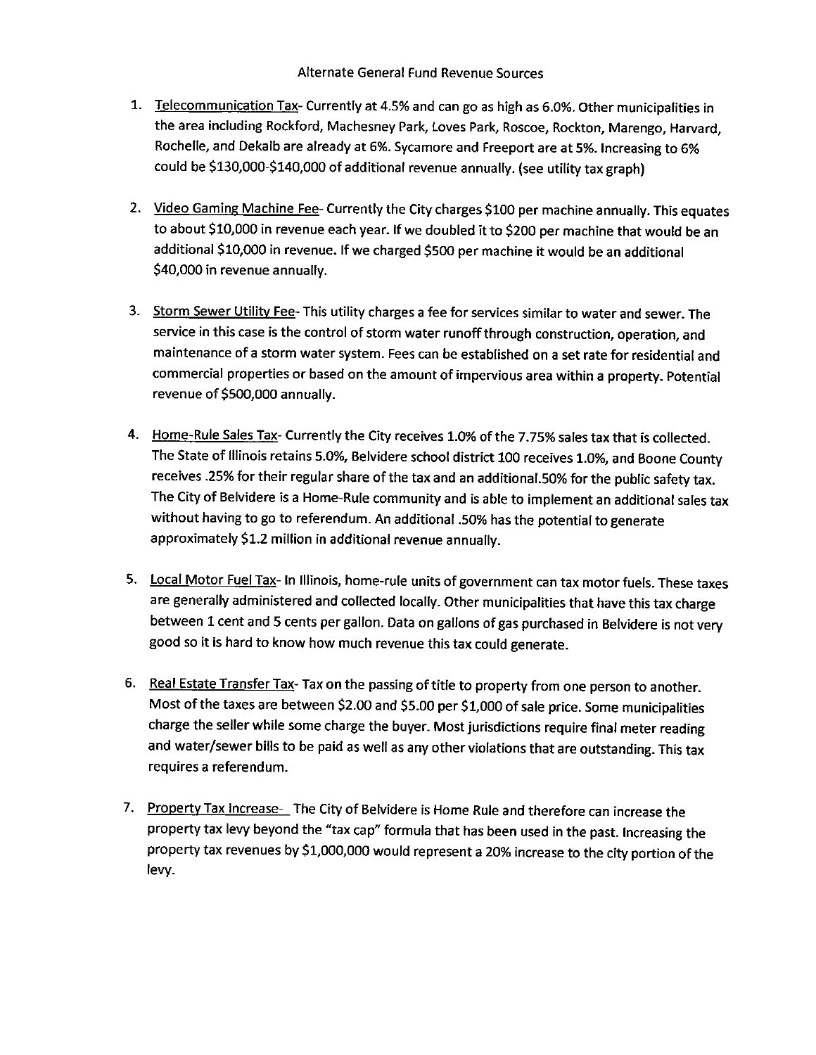# Alternate General Fund Revenue Sources

1. Telecommunication Tax- Currently at 4.5% and can go as high as 6.0%. Other municipalities in the area including Rockford, Machesney Park, Loves Park, Roscoe, Rockton, Marengo, Harvard, Rochelle, and Dekalb are already at 6%. Sycamore and Freeport are at 5%. Increasing to 6% could be $130,000-$140,000 of additional revenue annually. (see utility tax graph)

2. Video Gaming Machine Fee- Currently the City charges $100 per machine annually. This equates to about $10,000 in revenue each year. If we doubled it to $200 per machine that would be an additional $10,000 in revenue. If we charged $500 per machine it would be an additional $40,000 in revenue annually.

3. Storm Sewer Utility Fee- This utility charges a fee for services similar to water and sewer. The service in this case is the control of storm water runoff through construction, operation, and maintenance of a storm water system. Fees can be established on a set rate for residential and commercial properties or based on the amount of impervious area within a property. Potential revenue of $500,000 annually.

4. Home-Rule Sales Tax- Currently the City receives 1.0% of the 7.75% sales tax that is collected. The State of Illinois retains 5.0%, Belvidere school district 100 receives 1.0%, and Boone County receives .25% for their regular share of the tax and an additional.50% for the public safety tax. The City of Belvidere is a Home-Rule community and is able to implement an additional sales tax without having to go to referendum. An additional .50% has the potential to generate approximately $1.2 million in additional revenue annually.

5. Local Motor Fuel Tax- In Illinois, home-rule units of government can tax motor fuels. These taxes are generally administered and collected locally. Other municipalities that have this tax charge between 1 cent and 5 cents per gallon. Data on gallons of gas purchased in Belvidere is not very good so it is hard to know how much revenue this tax could generate.

6. Real Estate Transfer Tax- Tax on the passing of title to property from one person to another. Most of the taxes are between $2.00 and $5.00 per $1,000 of sale price. Some municipalities charge the seller while some charge the buyer. Most jurisdictions require final meter reading and water/sewer bills to be paid as well as any other violations that are outstanding. This tax requires a referendum.

7. Property Tax Increase- The City of Belvidere is Home Rule and therefore can increase the property tax levy beyond the "tax cap" formula that has been used in the past. Increasing the property tax revenues by $1,000,000 would represent a 20% increase to the city portion of the levy.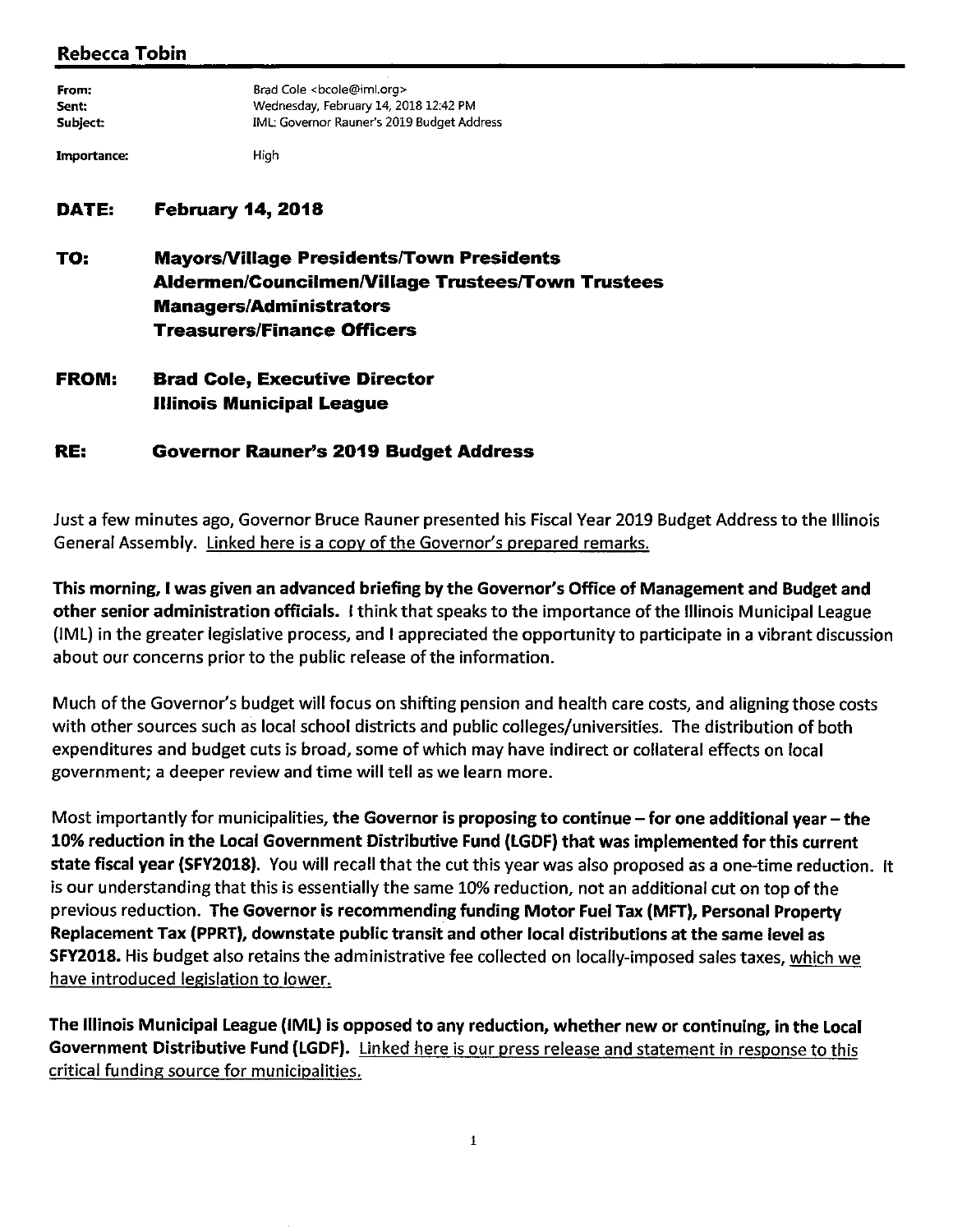## Rebecca Tobin

**From:** Brad Cole <bcole@iml.org>
**Sent:** Wednesday, February 14, 2018 12:42 PM
**Subject:** IML: Governor Rauner's 2019 Budget Address

**Importance:** High

**DATE:** **February 14, 2018**

**TO:** **Mayors/Village Presidents/Town Presidents**
**Aldermen/Councilmen/Village Trustees/Town Trustees**
**Managers/Administrators**
**Treasurers/Finance Officers**

**FROM:** **Brad Cole, Executive Director**
**Illinois Municipal League**

**RE:** **Governor Rauner's 2019 Budget Address**

Just a few minutes ago, Governor Bruce Rauner presented his Fiscal Year 2019 Budget Address to the Illinois General Assembly. Linked here is a copy of the Governor's prepared remarks.

**This morning, I was given an advanced briefing by the Governor's Office of Management and Budget and other senior administration officials.** I think that speaks to the importance of the Illinois Municipal League (IML) in the greater legislative process, and I appreciated the opportunity to participate in a vibrant discussion about our concerns prior to the public release of the information.

Much of the Governor's budget will focus on shifting pension and health care costs, and aligning those costs with other sources such as local school districts and public colleges/universities. The distribution of both expenditures and budget cuts is broad, some of which may have indirect or collateral effects on local government; a deeper review and time will tell as we learn more.

Most importantly for municipalities, **the Governor is proposing to continue – for one additional year – the 10% reduction in the Local Government Distributive Fund (LGDF) that was implemented for this current state fiscal year (SFY2018).** You will recall that the cut this year was also proposed as a one-time reduction. It is our understanding that this is essentially the same 10% reduction, not an additional cut on top of the previous reduction. **The Governor is recommending funding Motor Fuel Tax (MFT), Personal Property Replacement Tax (PPRT), downstate public transit and other local distributions at the same level as SFY2018.** His budget also retains the administrative fee collected on locally-imposed sales taxes, which we have introduced legislation to lower.

**The Illinois Municipal League (IML) is opposed to any reduction, whether new or continuing, in the Local Government Distributive Fund (LGDF).** Linked here is our press release and statement in response to this critical funding source for municipalities.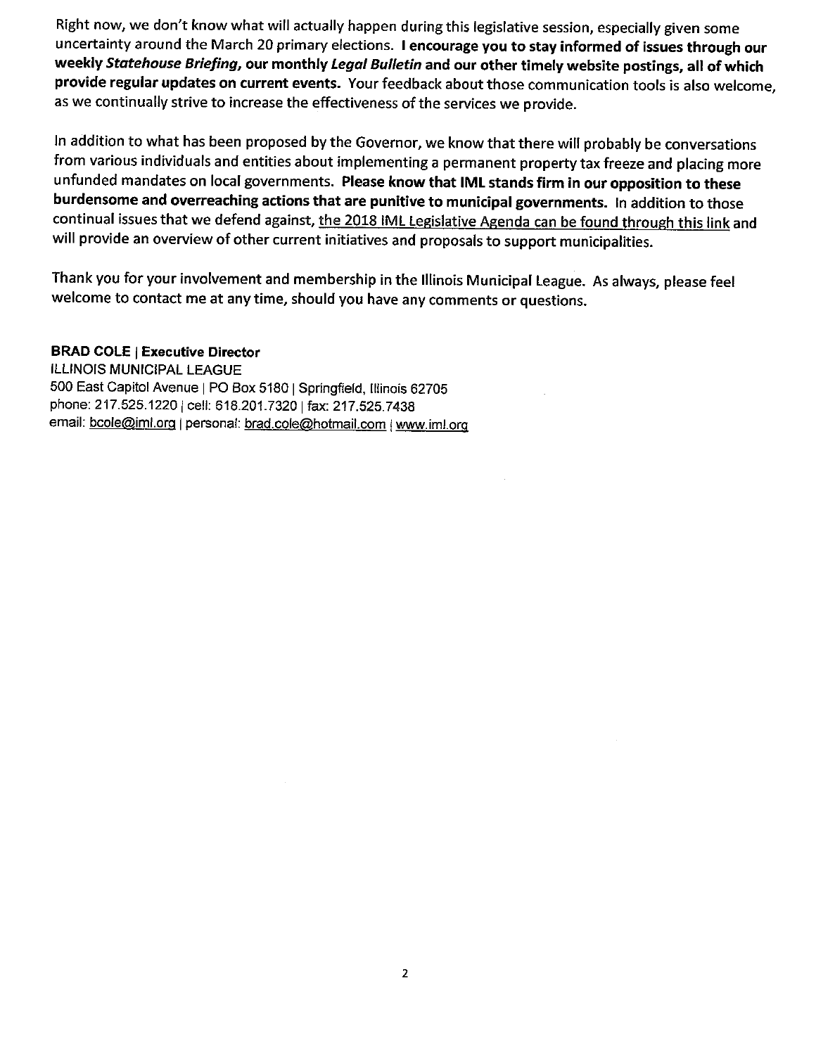Right now, we don't know what will actually happen during this legislative session, especially given some uncertainty around the March 20 primary elections. **I encourage you to stay informed of issues through our weekly *Statehouse Briefing*, our monthly *Legal Bulletin* and our other timely website postings, all of which provide regular updates on current events.** Your feedback about those communication tools is also welcome, as we continually strive to increase the effectiveness of the services we provide.

In addition to what has been proposed by the Governor, we know that there will probably be conversations from various individuals and entities about implementing a permanent property tax freeze and placing more unfunded mandates on local governments. **Please know that IML stands firm in our opposition to these burdensome and overreaching actions that are punitive to municipal governments.** In addition to those continual issues that we defend against, the 2018 IML Legislative Agenda can be found through this link and will provide an overview of other current initiatives and proposals to support municipalities.

Thank you for your involvement and membership in the Illinois Municipal League. As always, please feel welcome to contact me at any time, should you have any comments or questions.

**BRAD COLE | Executive Director**
ILLINOIS MUNICIPAL LEAGUE
500 East Capitol Avenue | PO Box 5180 | Springfield, Illinois 62705
phone: 217.525.1220 | cell: 618.201.7320 | fax: 217.525.7438
email: bcole@iml.org | personal: brad.cole@hotmail.com | www.iml.org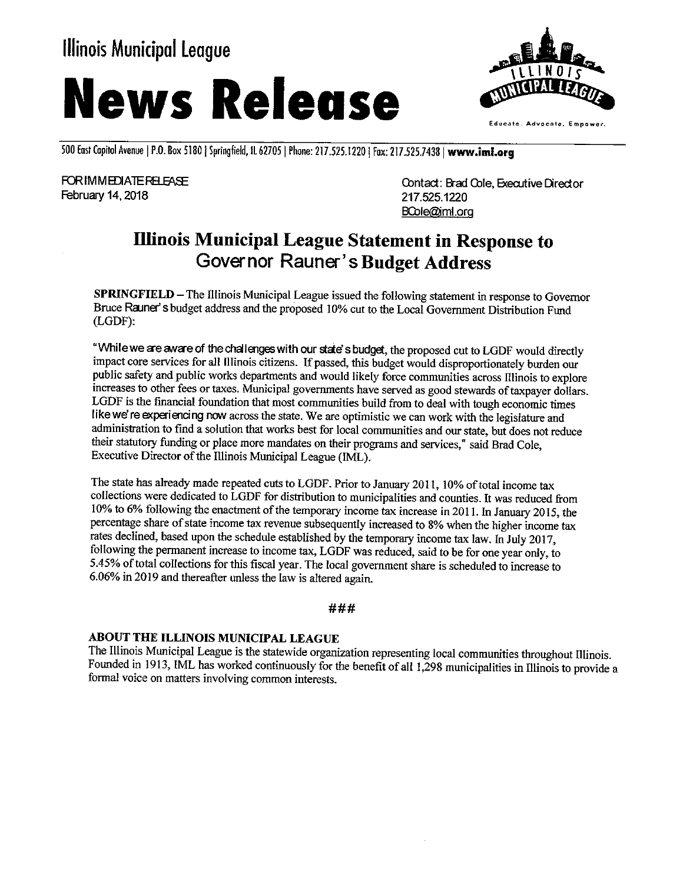Illinois Municipal League

# News Release

500 East Capitol Avenue | P.O. Box 5180 | Springfield, IL 62705 | Phone: 217.525.1220 | Fax: 217.525.7438 | **www.iml.org**

FOR IMMEDIATE RELEASE
February 14, 2018

Contact: Brad Cole, Executive Director
217.525.1220
BCole@iml.org

## Illinois Municipal League Statement in Response to Governor Rauner's Budget Address

**SPRINGFIELD** – The Illinois Municipal League issued the following statement in response to Governor Bruce Rauner's budget address and the proposed 10% cut to the Local Government Distribution Fund (LGDF):

"While we are aware of the challenges with our state's budget, the proposed cut to LGDF would directly impact core services for all Illinois citizens. If passed, this budget would disproportionately burden our public safety and public works departments and would likely force communities across Illinois to explore increases to other fees or taxes. Municipal governments have served as good stewards of taxpayer dollars. LGDF is the financial foundation that most communities build from to deal with tough economic times like we're experiencing now across the state. We are optimistic we can work with the legislature and administration to find a solution that works best for local communities and our state, but does not reduce their statutory funding or place more mandates on their programs and services," said Brad Cole, Executive Director of the Illinois Municipal League (IML).

The state has already made repeated cuts to LGDF. Prior to January 2011, 10% of total income tax collections were dedicated to LGDF for distribution to municipalities and counties. It was reduced from 10% to 6% following the enactment of the temporary income tax increase in 2011. In January 2015, the percentage share of state income tax revenue subsequently increased to 8% when the higher income tax rates declined, based upon the schedule established by the temporary income tax law. In July 2017, following the permanent increase to income tax, LGDF was reduced, said to be for one year only, to 5.45% of total collections for this fiscal year. The local government share is scheduled to increase to 6.06% in 2019 and thereafter unless the law is altered again.

###

**ABOUT THE ILLINOIS MUNICIPAL LEAGUE**

The Illinois Municipal League is the statewide organization representing local communities throughout Illinois. Founded in 1913, IML has worked continuously for the benefit of all 1,298 municipalities in Illinois to provide a formal voice on matters involving common interests.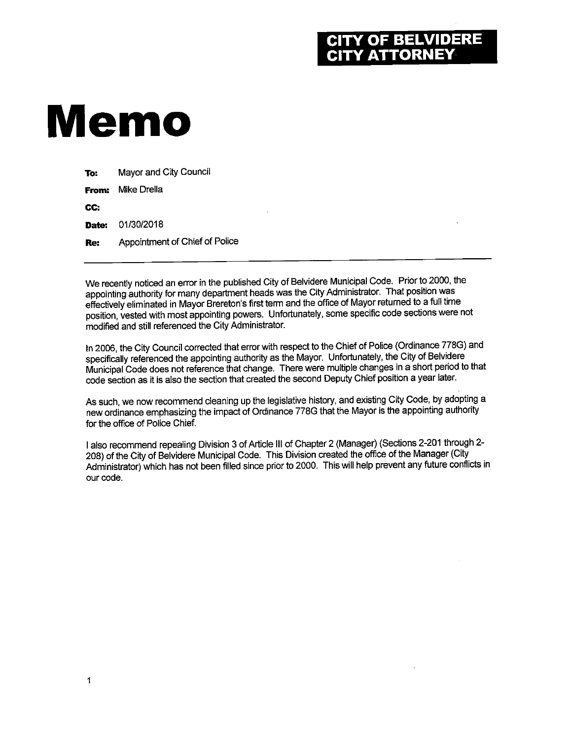**CITY OF BELVIDERE**
**CITY ATTORNEY**

# Memo

**To:** Mayor and City Council

**From:** Mike Drella

**CC:**

**Date:** 01/30/2018

**Re:** Appointment of Chief of Police

---

We recently noticed an error in the published City of Belvidere Municipal Code. Prior to 2000, the appointing authority for many department heads was the City Administrator. That position was effectively eliminated in Mayor Brereton's first term and the office of Mayor returned to a full time position, vested with most appointing powers. Unfortunately, some specific code sections were not modified and still referenced the City Administrator.

In 2006, the City Council corrected that error with respect to the Chief of Police (Ordinance 778G) and specifically referenced the appointing authority as the Mayor. Unfortunately, the City of Belvidere Municipal Code does not reference that change. There were multiple changes in a short period to that code section as it is also the section that created the second Deputy Chief position a year later.

As such, we now recommend cleaning up the legislative history, and existing City Code, by adopting a new ordinance emphasizing the impact of Ordinance 778G that the Mayor is the appointing authority for the office of Police Chief.

I also recommend repealing Division 3 of Article III of Chapter 2 (Manager) (Sections 2-201 through 2-208) of the City of Belvidere Municipal Code. This Division created the office of the Manager (City Administrator) which has not been filled since prior to 2000. This will help prevent any future conflicts in our code.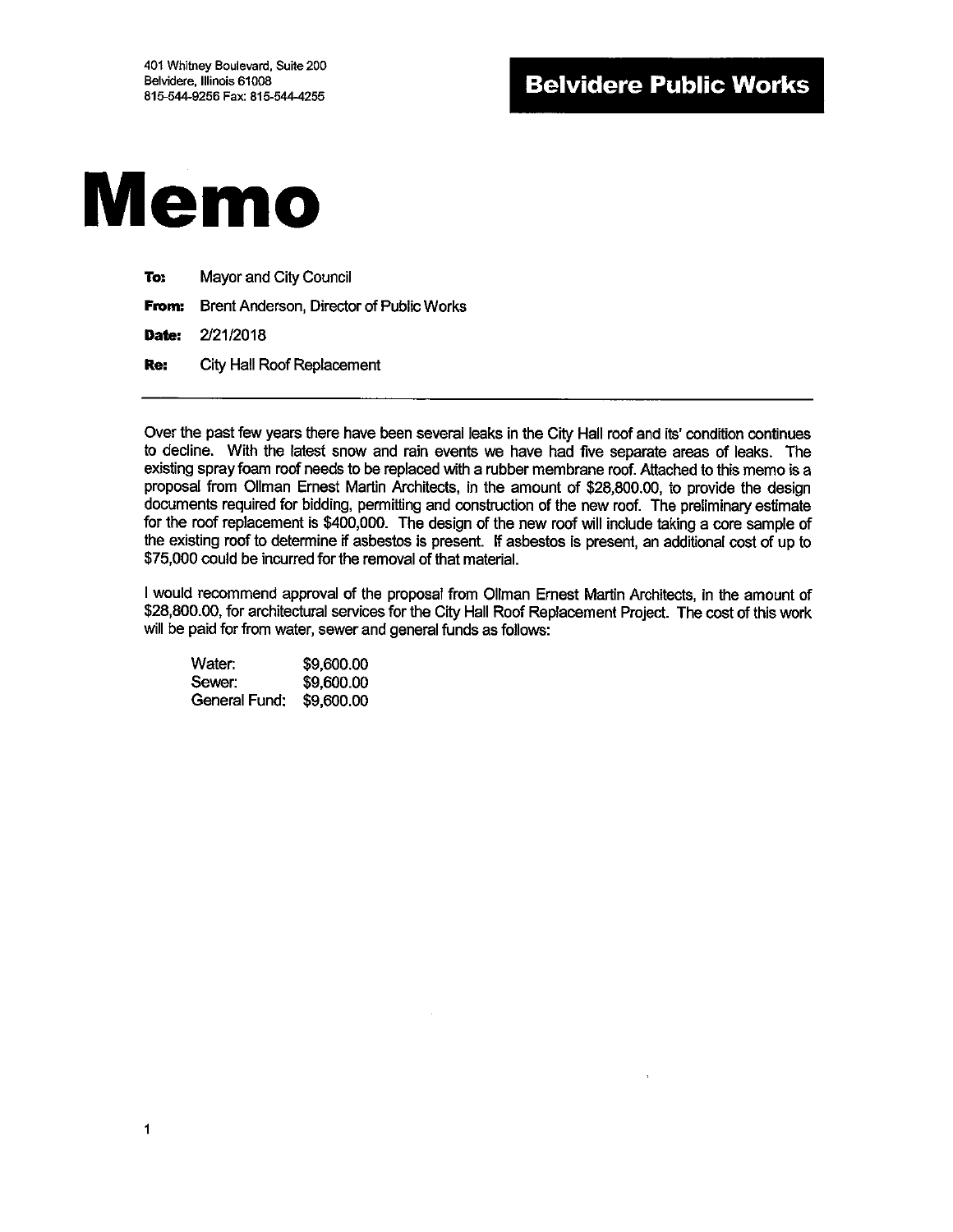401 Whitney Boulevard, Suite 200
Belvidere, Illinois 61008
815-544-9256 Fax: 815-544-4255

**Belvidere Public Works**

# Memo

**To:** Mayor and City Council

**From:** Brent Anderson, Director of Public Works

**Date:** 2/21/2018

**Re:** City Hall Roof Replacement

---

Over the past few years there have been several leaks in the City Hall roof and its' condition continues to decline. With the latest snow and rain events we have had five separate areas of leaks. The existing spray foam roof needs to be replaced with a rubber membrane roof. Attached to this memo is a proposal from Ollman Ernest Martin Architects, in the amount of $28,800.00, to provide the design documents required for bidding, permitting and construction of the new roof. The preliminary estimate for the roof replacement is $400,000. The design of the new roof will include taking a core sample of the existing roof to determine if asbestos is present. If asbestos is present, an additional cost of up to $75,000 could be incurred for the removal of that material.

I would recommend approval of the proposal from Ollman Ernest Martin Architects, in the amount of $28,800.00, for architectural services for the City Hall Roof Replacement Project. The cost of this work will be paid for from water, sewer and general funds as follows:

| | |
|---|---|
| Water: | $9,600.00 |
| Sewer: | $9,600.00 |
| General Fund: | $9,600.00 |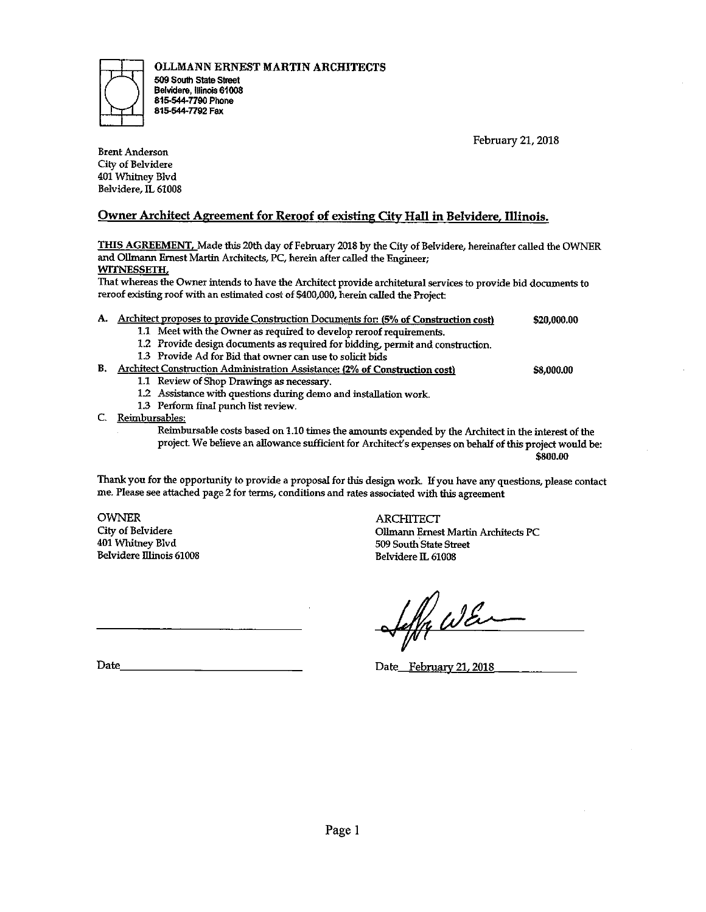**OLLMANN ERNEST MARTIN ARCHITECTS**
509 South State Street
Belvidere, Illinois 61008
815-544-7790 Phone
815-544-7792 Fax

February 21, 2018

Brent Anderson
City of Belvidere
401 Whitney Blvd
Belvidere, IL 61008

## Owner Architect Agreement for Reroof of existing City Hall in Belvidere, Illinois.

**THIS AGREEMENT,** Made this 20th day of February 2018 by the City of Belvidere, hereinafter called the OWNER and Ollmann Ernest Martin Architects, PC, herein after called the Engineer;
**WITNESSETH,**
That whereas the Owner intends to have the Architect provide architetural services to provide bid documents to reroof existing roof with an estimated cost of $400,000, herein called the Project:

A. Architect proposes to provide Construction Documents for: **(5% of Construction cost)** **$20,000.00**
   - 1.1 Meet with the Owner as required to develop reroof requirements.
   - 1.2 Provide design documents as required for bidding, permit and construction.
   - 1.3 Provide Ad for Bid that owner can use to solicit bids

B. Architect Construction Administration Assistance: **(2% of Construction cost)** **$8,000.00**
   - 1.1 Review of Shop Drawings as necessary.
   - 1.2 Assistance with questions during demo and installation work.
   - 1.3 Perform final punch list review.

C. Reimbursables:
   Reimbursable costs based on 1.10 times the amounts expended by the Architect in the interest of the project. We believe an allowance sufficient for Architect's expenses on behalf of this project would be: **$800.00**

Thank you for the opportunity to provide a proposal for this design work. If you have any questions, please contact me. Please see attached page 2 for terms, conditions and rates associated with this agreement

OWNER
City of Belvidere
401 Whitney Blvd
Belvidere Illinois 61008

ARCHITECT
Ollmann Ernest Martin Architects PC
509 South State Street
Belvidere IL 61008

\_\_\_\_\_\_\_\_\_\_\_\_\_\_\_\_\_\_\_\_\_\_\_\_\_\_ (signature) \_\_\_\_\_\_\_\_\_\_\_\_\_\_\_\_\_\_\_\_\_\_\_\_\_\_

Date\_\_\_\_\_\_\_\_\_\_\_\_\_\_\_\_\_\_\_\_\_\_\_\_ Date February 21, 2018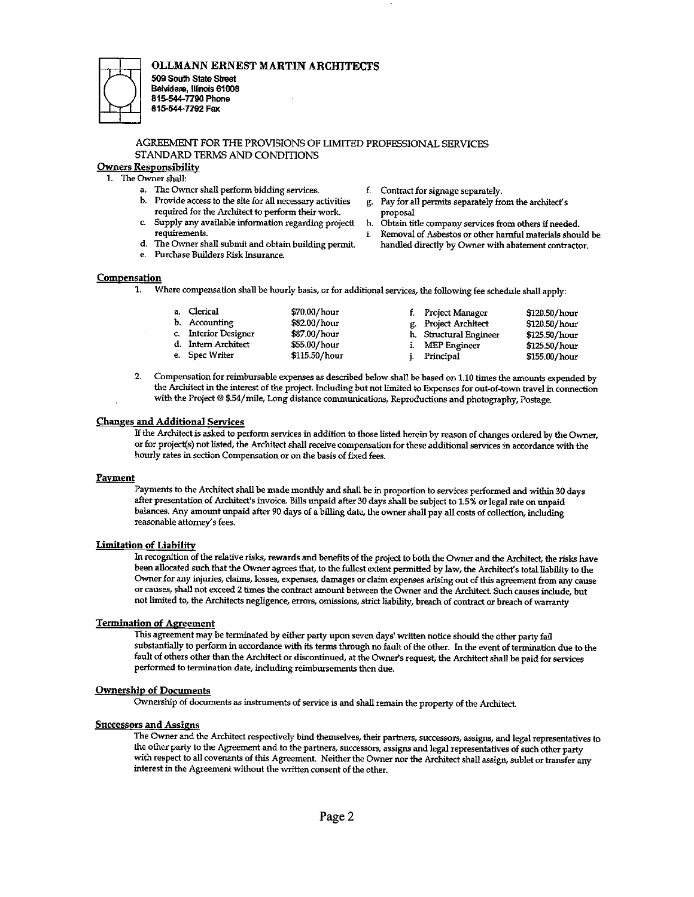**OLLMANN ERNEST MARTIN ARCHITECTS**
509 South State Street
Belvidere, Illinois 61008
815-544-7790 Phone
815-544-7792 Fax

AGREEMENT FOR THE PROVISIONS OF LIMITED PROFESSIONAL SERVICES
STANDARD TERMS AND CONDITIONS

**Owners Responsibility**

1. The Owner shall:
   a. The Owner shall perform bidding services.
   b. Provide access to the site for all necessary activities required for the Architect to perform their work.
   c. Supply any available information regarding projectt requirements.
   d. The Owner shall submit and obtain building permit.
   e. Purchase Builders Risk Insurance.
   f. Contract for signage separately.
   g. Pay for all permits separately from the architect's proposal
   h. Obtain title company services from others if needed.
   i. Removal of Asbestos or other harmful materials should be handled directly by Owner with abatement contractor.

**Compensation**

1. Where compensation shall be hourly basis, or for additional services, the following fee schedule shall apply:

| | | | | |
|---|---|---|---|---|
| a. | Clerical | $70.00/hour | f. Project Manager | $120.50/hour |
| b. | Accounting | $82.00/hour | g. Project Architect | $120.50/hour |
| c. | Interior Designer | $87.00/hour | h. Structural Engineer | $125.50/hour |
| d. | Intern Architect | $55.00/hour | i. MEP Engineer | $125.50/hour |
| e. | Spec Writer | $115.50/hour | j. Principal | $155.00/hour |

2. Compensation for reimbursable expenses as described below shall be based on 1.10 times the amounts expended by the Architect in the interest of the project. Including but not limited to Expenses for out-of-town travel in connection with the Project @ $.54/mile, Long distance communications, Reproductions and photography, Postage.

**Changes and Additional Services**

If the Architect is asked to perform services in addition to those listed herein by reason of changes ordered by the Owner, or for project(s) not listed, the Architect shall receive compensation for these additional services in accordance with the hourly rates in section Compensation or on the basis of fixed fees.

**Payment**

Payments to the Architect shall be made monthly and shall be in proportion to services performed and within 30 days after presentation of Architect's invoice. Bills unpaid after 30 days shall be subject to 1.5% or legal rate on unpaid balances. Any amount unpaid after 90 days of a billing date, the owner shall pay all costs of collection, including reasonable attorney's fees.

**Limitation of Liability**

In recognition of the relative risks, rewards and benefits of the project to both the Owner and the Architect, the risks have been allocated such that the Owner agrees that, to the fullest extent permitted by law, the Architect's total liability to the Owner for any injuries, claims, losses, expenses, damages or claim expenses arising out of this agreement from any cause or causes, shall not exceed 2 times the contract amount between the Owner and the Architect. Such causes include, but not limited to, the Architects negligence, errors, omissions, strict liability, breach of contract or breach of warranty

**Termination of Agreement**

This agreement may be terminated by either party upon seven days' written notice should the other party fail substantially to perform in accordance with its terms through no fault of the other. In the event of termination due to the fault of others other than the Architect or discontinued, at the Owner's request, the Architect shall be paid for services performed to termination date, including reimbursements then due.

**Ownership of Documents**

Ownership of documents as instruments of service is and shall remain the property of the Architect.

**Successors and Assigns**

The Owner and the Architect respectively bind themselves, their partners, successors, assigns, and legal representatives to the other party to the Agreement and to the partners, successors, assigns and legal representatives of such other party with respect to all covenants of this Agreement. Neither the Owner nor the Architect shall assign, sublet or transfer any interest in the Agreement without the written consent of the other.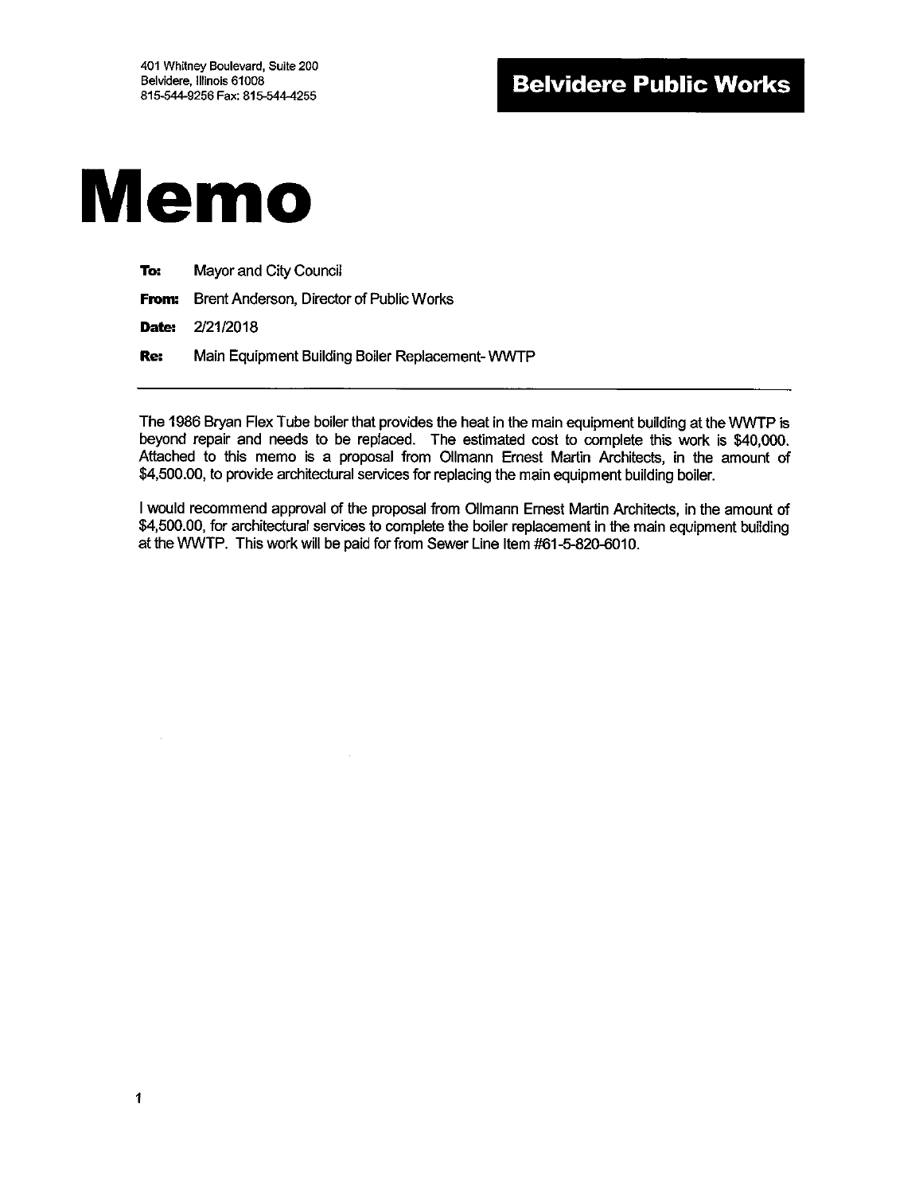401 Whitney Boulevard, Suite 200
Belvidere, Illinois 61008
815-544-9256 Fax: 815-544-4255

**Belvidere Public Works**

# Memo

**To:** Mayor and City Council

**From:** Brent Anderson, Director of Public Works

**Date:** 2/21/2018

**Re:** Main Equipment Building Boiler Replacement- WWTP

---

The 1986 Bryan Flex Tube boiler that provides the heat in the main equipment building at the WWTP is beyond repair and needs to be replaced. The estimated cost to complete this work is $40,000. Attached to this memo is a proposal from Ollmann Ernest Martin Architects, in the amount of $4,500.00, to provide architectural services for replacing the main equipment building boiler.

I would recommend approval of the proposal from Ollmann Ernest Martin Architects, in the amount of $4,500.00, for architectural services to complete the boiler replacement in the main equipment building at the WWTP. This work will be paid for from Sewer Line Item #61-5-820-6010.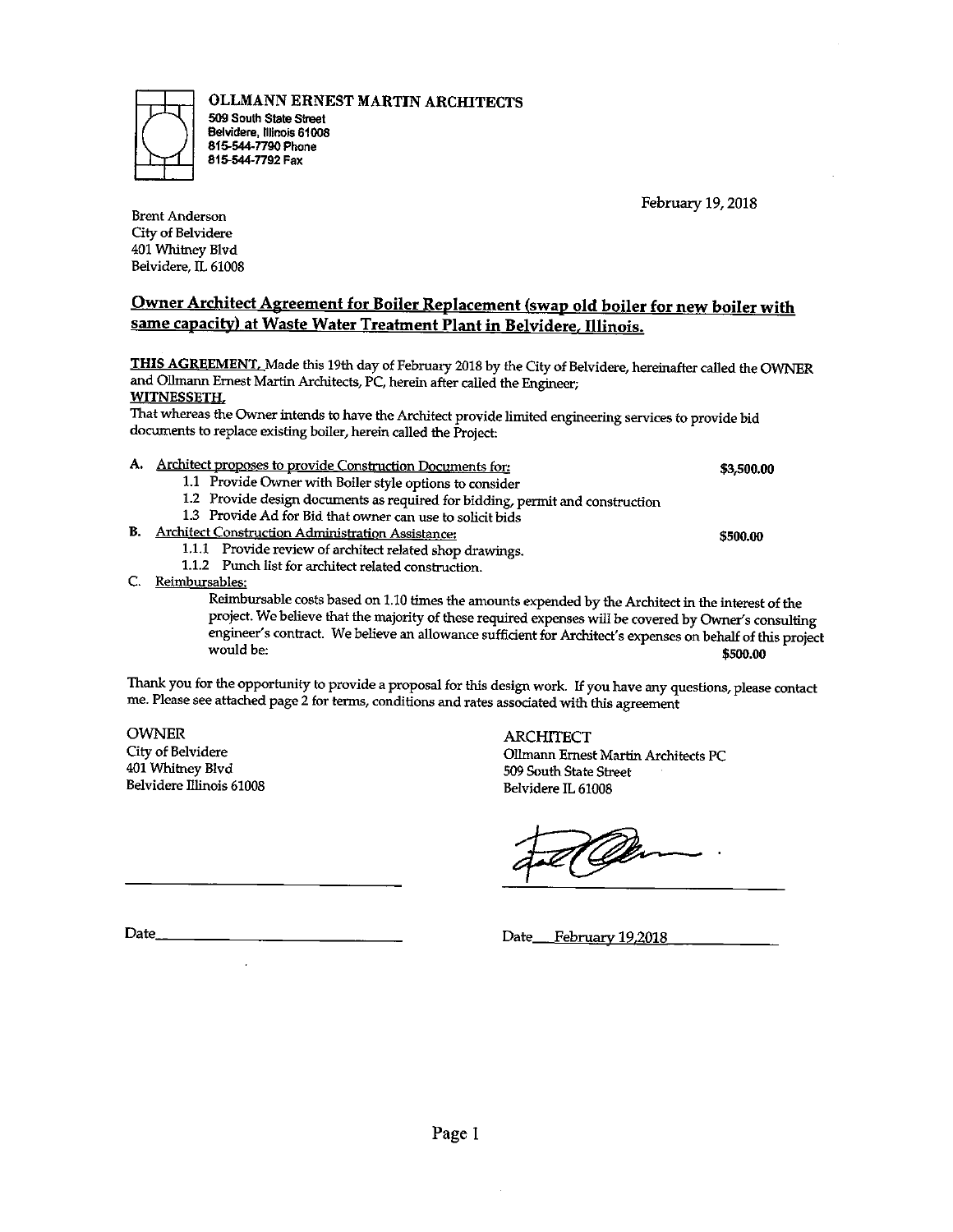**OLLMANN ERNEST MARTIN ARCHITECTS**
509 South State Street
Belvidere, Illinois 61008
815-544-7790 Phone
815-544-7792 Fax

February 19, 2018

Brent Anderson
City of Belvidere
401 Whitney Blvd
Belvidere, IL 61008

## Owner Architect Agreement for Boiler Replacement (swap old boiler for new boiler with same capacity) at Waste Water Treatment Plant in Belvidere, Illinois.

**THIS AGREEMENT,** Made this 19th day of February 2018 by the City of Belvidere, hereinafter called the OWNER and Ollmann Ernest Martin Architects, PC, herein after called the Engineer;

**WITNESSETH,**

That whereas the Owner intends to have the Architect provide limited engineering services to provide bid documents to replace existing boiler, herein called the Project:

**A.** Architect proposes to provide Construction Documents for: **$3,500.00**

- 1.1 Provide Owner with Boiler style options to consider
- 1.2 Provide design documents as required for bidding, permit and construction
- 1.3 Provide Ad for Bid that owner can use to solicit bids

**B.** Architect Construction Administration Assistance: **$500.00**

- 1.1.1 Provide review of architect related shop drawings.
- 1.1.2 Punch list for architect related construction.

**C.** Reimbursables:

Reimbursable costs based on 1.10 times the amounts expended by the Architect in the interest of the project. We believe that the majority of these required expenses will be covered by Owner's consulting engineer's contract. We believe an allowance sufficient for Architect's expenses on behalf of this project would be: **$500.00**

Thank you for the opportunity to provide a proposal for this design work. If you have any questions, please contact me. Please see attached page 2 for terms, conditions and rates associated with this agreement

OWNER
City of Belvidere
401 Whitney Blvd
Belvidere Illinois 61008

\_\_\_\_\_\_\_\_\_\_\_\_\_\_\_\_\_\_\_\_\_\_\_\_\_\_\_\_

Date\_\_\_\_\_\_\_\_\_\_\_\_\_\_\_\_\_\_\_\_\_\_\_\_\_\_

ARCHITECT
Ollmann Ernest Martin Architects PC
509 South State Street
Belvidere IL 61008

[Signature]

Date February 19,2018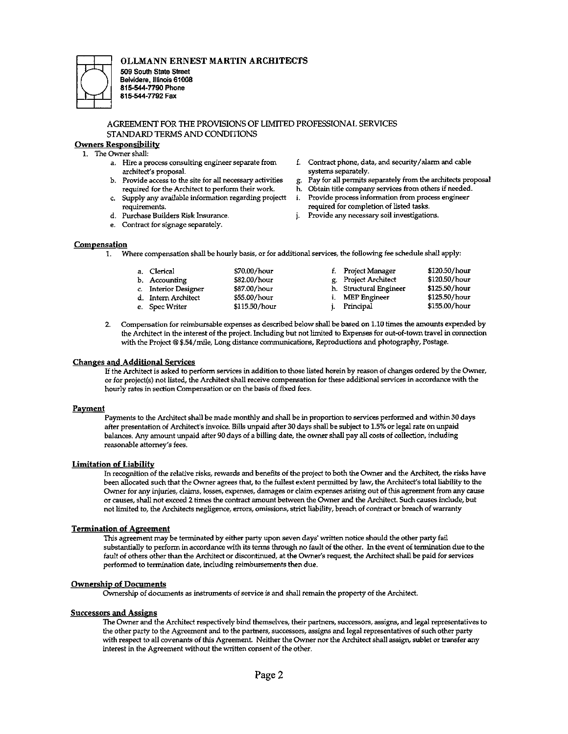**OLLMANN ERNEST MARTIN ARCHITECTS**

509 South State Street
Belvidere, Illinois 61008
815-544-7790 Phone
815-544-7792 Fax

AGREEMENT FOR THE PROVISIONS OF LIMITED PROFESSIONAL SERVICES
STANDARD TERMS AND CONDITIONS

## Owners Responsibility

1. The Owner shall:
   a. Hire a process consulting engineer separate from architect's proposal.
   b. Provide access to the site for all necessary activities required for the Architect to perform their work.
   c. Supply any available information regarding projectt requirements.
   d. Purchase Builders Risk Insurance.
   e. Contract for signage separately.
   f. Contract phone, data, and security/alarm and cable systems separately.
   g. Pay for all permits separately from the architects proposal
   h. Obtain title company services from others if needed.
   i. Provide process information from process engineer required for completion of listed tasks.
   j. Provide any necessary soil investigations.

## Compensation

1. Where compensation shall be hourly basis, or for additional services, the following fee schedule shall apply:

| | | | |
|---|---|---|---|
| a. Clerical | $70.00/hour | f. Project Manager | $120.50/hour |
| b. Accounting | $82.00/hour | g. Project Architect | $120.50/hour |
| c. Interior Designer | $87.00/hour | h. Structural Engineer | $125.50/hour |
| d. Intern Architect | $55.00/hour | i. MEP Engineer | $125.50/hour |
| e. Spec Writer | $115.50/hour | j. Principal | $155.00/hour |

2. Compensation for reimbursable expenses as described below shall be based on 1.10 times the amounts expended by the Architect in the interest of the project. Including but not limited to Expenses for out-of-town travel in connection with the Project @ $.54/mile, Long distance communications, Reproductions and photography, Postage.

## Changes and Additional Services

If the Architect is asked to perform services in addition to those listed herein by reason of changes ordered by the Owner, or for project(s) not listed, the Architect shall receive compensation for these additional services in accordance with the hourly rates in section Compensation or on the basis of fixed fees.

## Payment

Payments to the Architect shall be made monthly and shall be in proportion to services performed and within 30 days after presentation of Architect's invoice. Bills unpaid after 30 days shall be subject to 1.5% or legal rate on unpaid balances. Any amount unpaid after 90 days of a billing date, the owner shall pay all costs of collection, including reasonable attorney's fees.

## Limitation of Liability

In recognition of the relative risks, rewards and benefits of the project to both the Owner and the Architect, the risks have been allocated such that the Owner agrees that, to the fullest extent permitted by law, the Architect's total liability to the Owner for any injuries, claims, losses, expenses, damages or claim expenses arising out of this agreement from any cause or causes, shall not exceed 2 times the contract amount between the Owner and the Architect. Such causes include, but not limited to, the Architects negligence, errors, omissions, strict liability, breach of contract or breach of warranty

## Termination of Agreement

This agreement may be terminated by either party upon seven days' written notice should the other party fail substantially to perform in accordance with its terms through no fault of the other. In the event of termination due to the fault of others other than the Architect or discontinued, at the Owner's request, the Architect shall be paid for services performed to termination date, including reimbursements then due.

## Ownership of Documents

Ownership of documents as instruments of service is and shall remain the property of the Architect.

## Successors and Assigns

The Owner and the Architect respectively bind themselves, their partners, successors, assigns, and legal representatives to the other party to the Agreement and to the partners, successors, assigns and legal representatives of such other party with respect to all covenants of this Agreement. Neither the Owner nor the Architect shall assign, sublet or transfer any interest in the Agreement without the written consent of the other.

Page 2